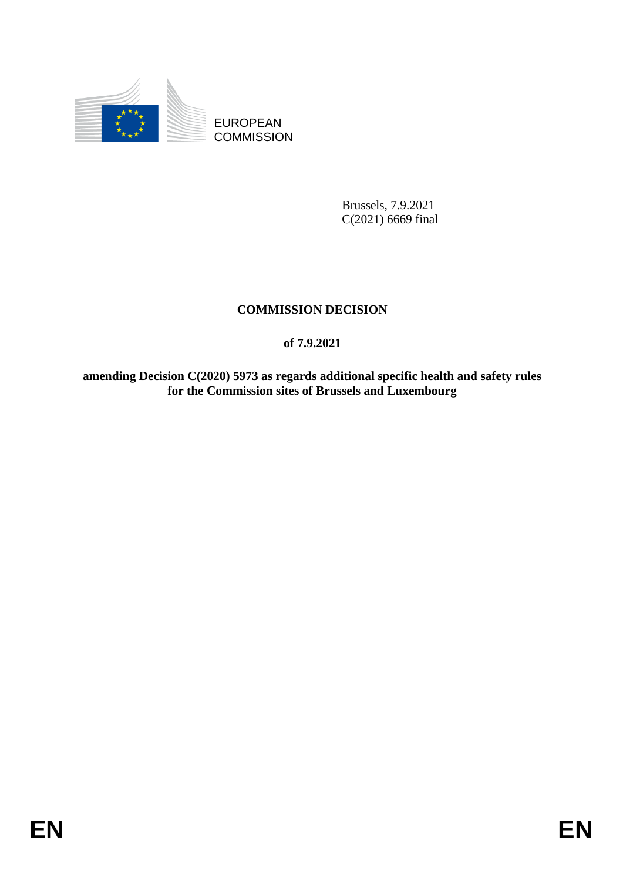EUROPEAN COMMISSION

Brussels, 7.9.2021
C(2021) 6669 final

# COMMISSION DECISION

## of 7.9.2021

## amending Decision C(2020) 5973 as regards additional specific health and safety rules for the Commission sites of Brussels and Luxembourg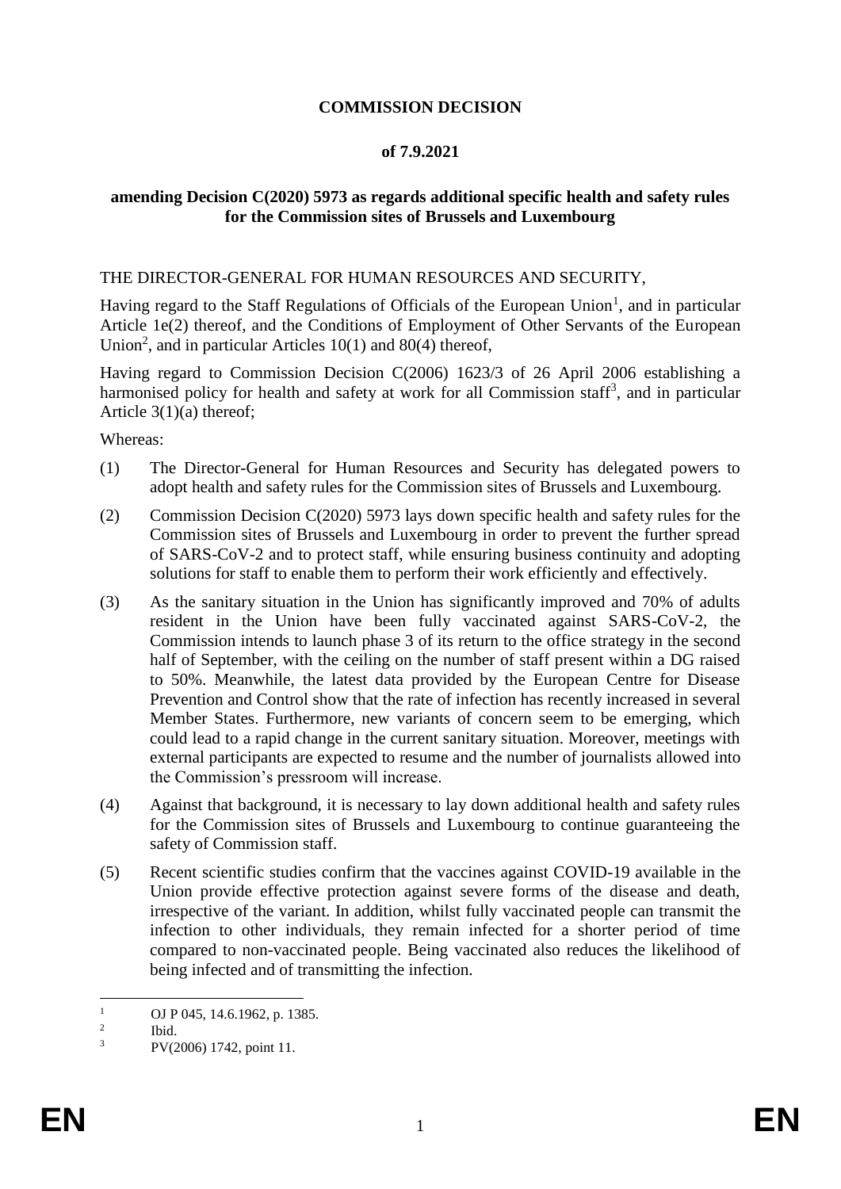**COMMISSION DECISION**

**of 7.9.2021**

**amending Decision C(2020) 5973 as regards additional specific health and safety rules for the Commission sites of Brussels and Luxembourg**

THE DIRECTOR-GENERAL FOR HUMAN RESOURCES AND SECURITY,

Having regard to the Staff Regulations of Officials of the European Union[1], and in particular Article 1e(2) thereof, and the Conditions of Employment of Other Servants of the European Union[2], and in particular Articles 10(1) and 80(4) thereof,

Having regard to Commission Decision C(2006) 1623/3 of 26 April 2006 establishing a harmonised policy for health and safety at work for all Commission staff[3], and in particular Article 3(1)(a) thereof;

Whereas:

(1) The Director-General for Human Resources and Security has delegated powers to adopt health and safety rules for the Commission sites of Brussels and Luxembourg.

(2) Commission Decision C(2020) 5973 lays down specific health and safety rules for the Commission sites of Brussels and Luxembourg in order to prevent the further spread of SARS-CoV-2 and to protect staff, while ensuring business continuity and adopting solutions for staff to enable them to perform their work efficiently and effectively.

(3) As the sanitary situation in the Union has significantly improved and 70% of adults resident in the Union have been fully vaccinated against SARS-CoV-2, the Commission intends to launch phase 3 of its return to the office strategy in the second half of September, with the ceiling on the number of staff present within a DG raised to 50%. Meanwhile, the latest data provided by the European Centre for Disease Prevention and Control show that the rate of infection has recently increased in several Member States. Furthermore, new variants of concern seem to be emerging, which could lead to a rapid change in the current sanitary situation. Moreover, meetings with external participants are expected to resume and the number of journalists allowed into the Commission's pressroom will increase.

(4) Against that background, it is necessary to lay down additional health and safety rules for the Commission sites of Brussels and Luxembourg to continue guaranteeing the safety of Commission staff.

(5) Recent scientific studies confirm that the vaccines against COVID-19 available in the Union provide effective protection against severe forms of the disease and death, irrespective of the variant. In addition, whilst fully vaccinated people can transmit the infection to other individuals, they remain infected for a shorter period of time compared to non-vaccinated people. Being vaccinated also reduces the likelihood of being infected and of transmitting the infection.

---

[1] OJ P 045, 14.6.1962, p. 1385.

[2] Ibid.

[3] PV(2006) 1742, point 11.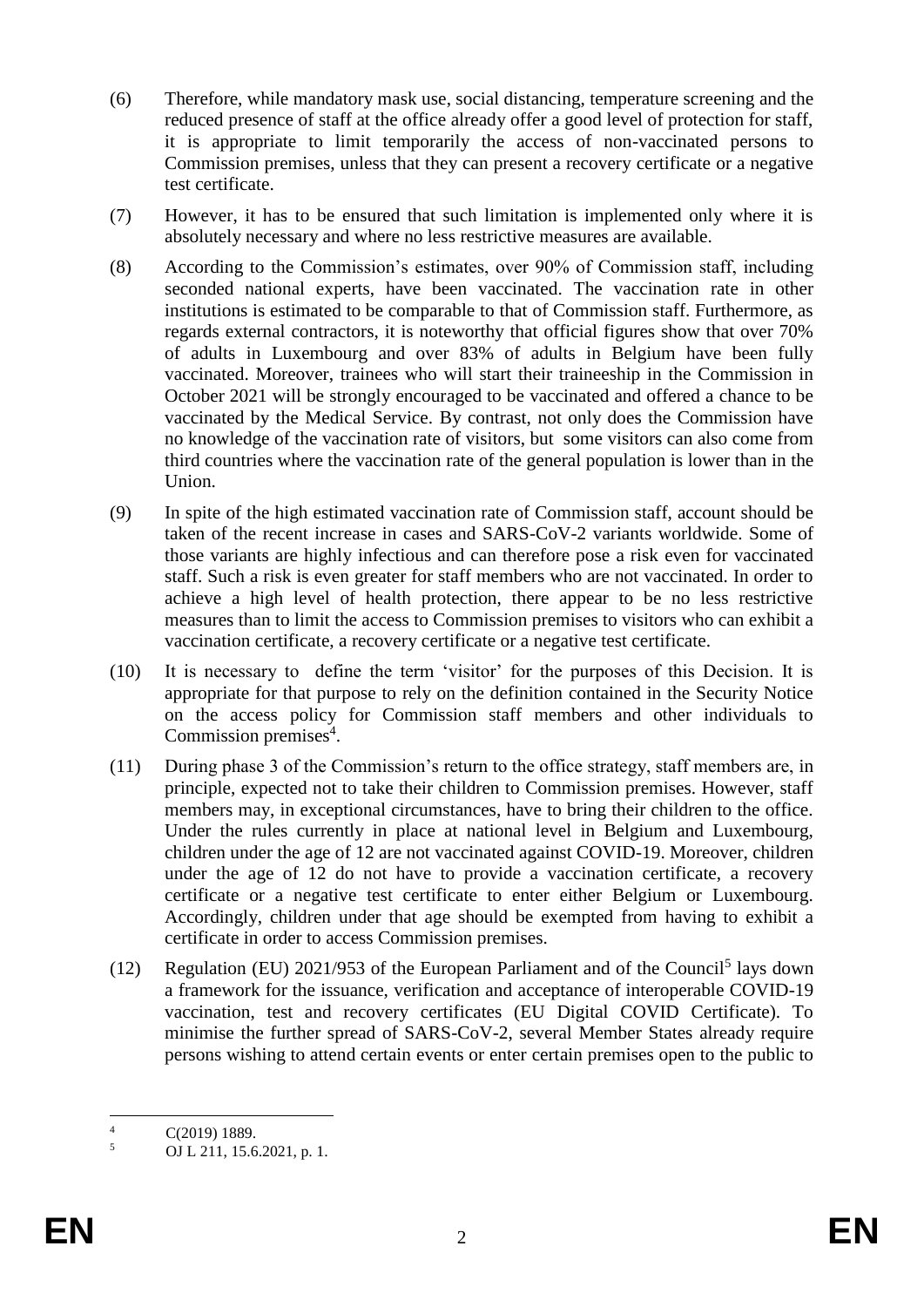(6) Therefore, while mandatory mask use, social distancing, temperature screening and the reduced presence of staff at the office already offer a good level of protection for staff, it is appropriate to limit temporarily the access of non-vaccinated persons to Commission premises, unless that they can present a recovery certificate or a negative test certificate.

(7) However, it has to be ensured that such limitation is implemented only where it is absolutely necessary and where no less restrictive measures are available.

(8) According to the Commission's estimates, over 90% of Commission staff, including seconded national experts, have been vaccinated. The vaccination rate in other institutions is estimated to be comparable to that of Commission staff. Furthermore, as regards external contractors, it is noteworthy that official figures show that over 70% of adults in Luxembourg and over 83% of adults in Belgium have been fully vaccinated. Moreover, trainees who will start their traineeship in the Commission in October 2021 will be strongly encouraged to be vaccinated and offered a chance to be vaccinated by the Medical Service. By contrast, not only does the Commission have no knowledge of the vaccination rate of visitors, but some visitors can also come from third countries where the vaccination rate of the general population is lower than in the Union.

(9) In spite of the high estimated vaccination rate of Commission staff, account should be taken of the recent increase in cases and SARS-CoV-2 variants worldwide. Some of those variants are highly infectious and can therefore pose a risk even for vaccinated staff. Such a risk is even greater for staff members who are not vaccinated. In order to achieve a high level of health protection, there appear to be no less restrictive measures than to limit the access to Commission premises to visitors who can exhibit a vaccination certificate, a recovery certificate or a negative test certificate.

(10) It is necessary to define the term 'visitor' for the purposes of this Decision. It is appropriate for that purpose to rely on the definition contained in the Security Notice on the access policy for Commission staff members and other individuals to Commission premises[4].

(11) During phase 3 of the Commission's return to the office strategy, staff members are, in principle, expected not to take their children to Commission premises. However, staff members may, in exceptional circumstances, have to bring their children to the office. Under the rules currently in place at national level in Belgium and Luxembourg, children under the age of 12 are not vaccinated against COVID-19. Moreover, children under the age of 12 do not have to provide a vaccination certificate, a recovery certificate or a negative test certificate to enter either Belgium or Luxembourg. Accordingly, children under that age should be exempted from having to exhibit a certificate in order to access Commission premises.

(12) Regulation (EU) 2021/953 of the European Parliament and of the Council[5] lays down a framework for the issuance, verification and acceptance of interoperable COVID-19 vaccination, test and recovery certificates (EU Digital COVID Certificate). To minimise the further spread of SARS-CoV-2, several Member States already require persons wishing to attend certain events or enter certain premises open to the public to

---

[4] C(2019) 1889.

[5] OJ L 211, 15.6.2021, p. 1.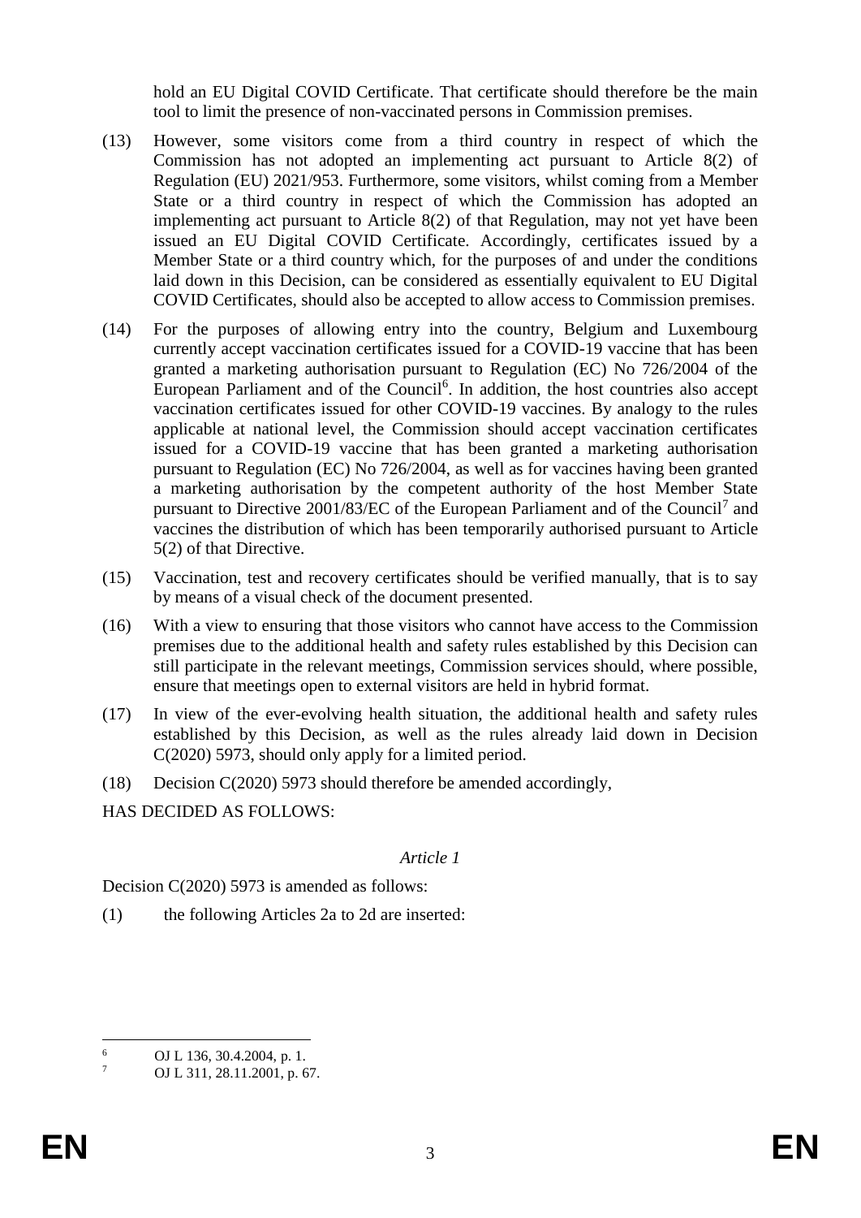hold an EU Digital COVID Certificate. That certificate should therefore be the main tool to limit the presence of non-vaccinated persons in Commission premises.

(13) However, some visitors come from a third country in respect of which the Commission has not adopted an implementing act pursuant to Article 8(2) of Regulation (EU) 2021/953. Furthermore, some visitors, whilst coming from a Member State or a third country in respect of which the Commission has adopted an implementing act pursuant to Article 8(2) of that Regulation, may not yet have been issued an EU Digital COVID Certificate. Accordingly, certificates issued by a Member State or a third country which, for the purposes of and under the conditions laid down in this Decision, can be considered as essentially equivalent to EU Digital COVID Certificates, should also be accepted to allow access to Commission premises.

(14) For the purposes of allowing entry into the country, Belgium and Luxembourg currently accept vaccination certificates issued for a COVID-19 vaccine that has been granted a marketing authorisation pursuant to Regulation (EC) No 726/2004 of the European Parliament and of the Council[6]. In addition, the host countries also accept vaccination certificates issued for other COVID-19 vaccines. By analogy to the rules applicable at national level, the Commission should accept vaccination certificates issued for a COVID-19 vaccine that has been granted a marketing authorisation pursuant to Regulation (EC) No 726/2004, as well as for vaccines having been granted a marketing authorisation by the competent authority of the host Member State pursuant to Directive 2001/83/EC of the European Parliament and of the Council[7] and vaccines the distribution of which has been temporarily authorised pursuant to Article 5(2) of that Directive.

(15) Vaccination, test and recovery certificates should be verified manually, that is to say by means of a visual check of the document presented.

(16) With a view to ensuring that those visitors who cannot have access to the Commission premises due to the additional health and safety rules established by this Decision can still participate in the relevant meetings, Commission services should, where possible, ensure that meetings open to external visitors are held in hybrid format.

(17) In view of the ever-evolving health situation, the additional health and safety rules established by this Decision, as well as the rules already laid down in Decision C(2020) 5973, should only apply for a limited period.

(18) Decision C(2020) 5973 should therefore be amended accordingly,

HAS DECIDED AS FOLLOWS:

*Article 1*

Decision C(2020) 5973 is amended as follows:

(1) the following Articles 2a to 2d are inserted:

---

[6] OJ L 136, 30.4.2004, p. 1.

[7] OJ L 311, 28.11.2001, p. 67.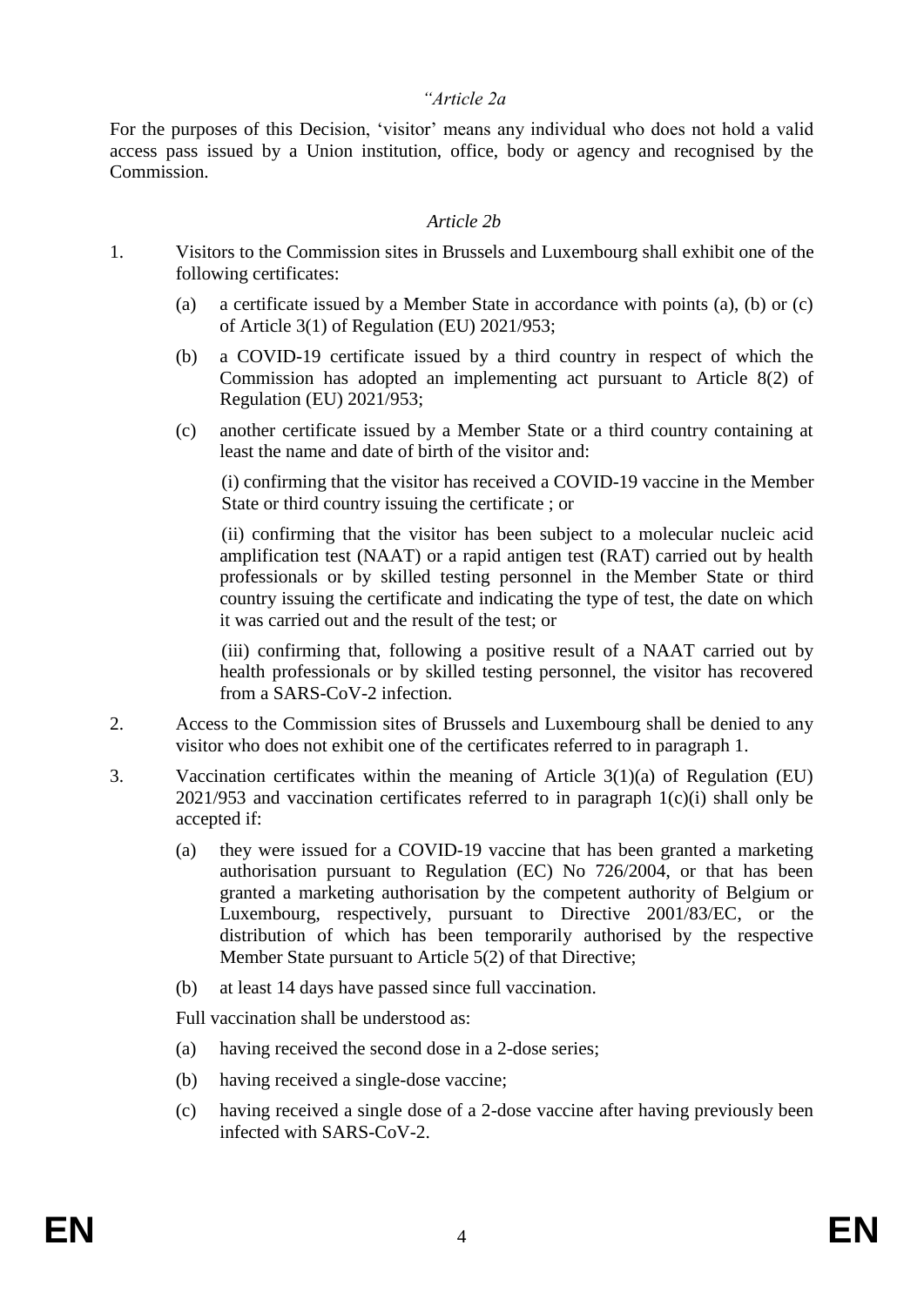*"Article 2a*

For the purposes of this Decision, 'visitor' means any individual who does not hold a valid access pass issued by a Union institution, office, body or agency and recognised by the Commission.

*Article 2b*

1. Visitors to the Commission sites in Brussels and Luxembourg shall exhibit one of the following certificates:

   (a) a certificate issued by a Member State in accordance with points (a), (b) or (c) of Article 3(1) of Regulation (EU) 2021/953;

   (b) a COVID-19 certificate issued by a third country in respect of which the Commission has adopted an implementing act pursuant to Article 8(2) of Regulation (EU) 2021/953;

   (c) another certificate issued by a Member State or a third country containing at least the name and date of birth of the visitor and:

      (i) confirming that the visitor has received a COVID-19 vaccine in the Member State or third country issuing the certificate ; or

      (ii) confirming that the visitor has been subject to a molecular nucleic acid amplification test (NAAT) or a rapid antigen test (RAT) carried out by health professionals or by skilled testing personnel in the Member State or third country issuing the certificate and indicating the type of test, the date on which it was carried out and the result of the test; or

      (iii) confirming that, following a positive result of a NAAT carried out by health professionals or by skilled testing personnel, the visitor has recovered from a SARS-CoV-2 infection.

2. Access to the Commission sites of Brussels and Luxembourg shall be denied to any visitor who does not exhibit one of the certificates referred to in paragraph 1.

3. Vaccination certificates within the meaning of Article 3(1)(a) of Regulation (EU) 2021/953 and vaccination certificates referred to in paragraph 1(c)(i) shall only be accepted if:

   (a) they were issued for a COVID-19 vaccine that has been granted a marketing authorisation pursuant to Regulation (EC) No 726/2004, or that has been granted a marketing authorisation by the competent authority of Belgium or Luxembourg, respectively, pursuant to Directive 2001/83/EC, or the distribution of which has been temporarily authorised by the respective Member State pursuant to Article 5(2) of that Directive;

   (b) at least 14 days have passed since full vaccination.

   Full vaccination shall be understood as:

   (a) having received the second dose in a 2-dose series;

   (b) having received a single-dose vaccine;

   (c) having received a single dose of a 2-dose vaccine after having previously been infected with SARS-CoV-2.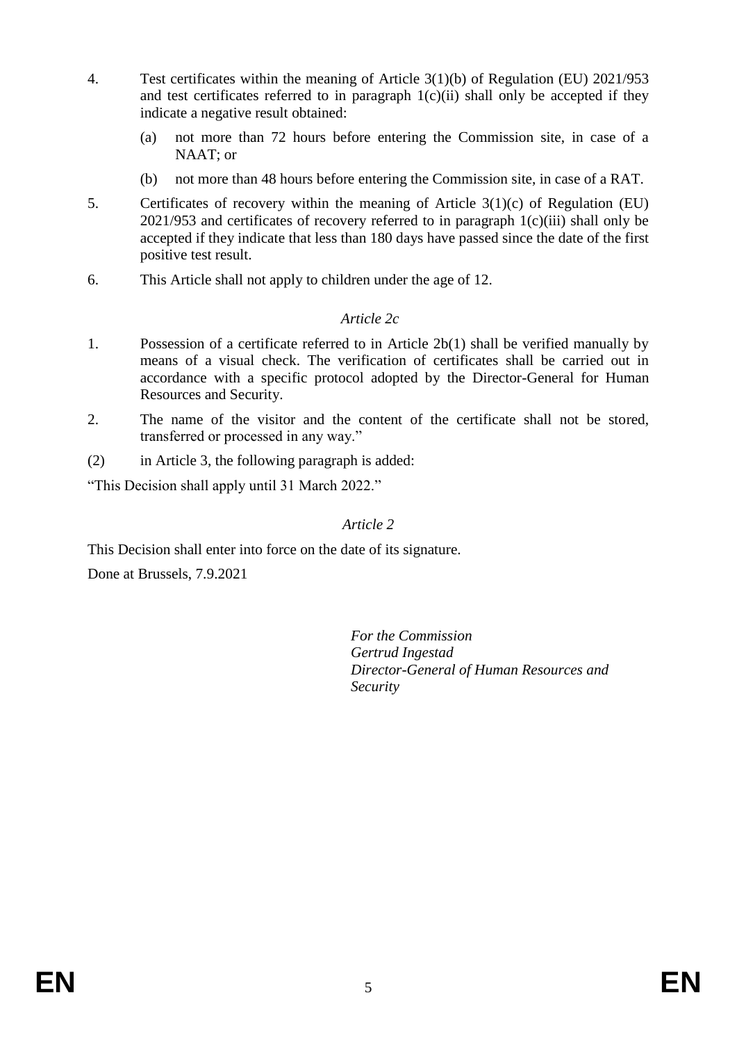4. Test certificates within the meaning of Article 3(1)(b) of Regulation (EU) 2021/953 and test certificates referred to in paragraph 1(c)(ii) shall only be accepted if they indicate a negative result obtained:

   (a) not more than 72 hours before entering the Commission site, in case of a NAAT; or

   (b) not more than 48 hours before entering the Commission site, in case of a RAT.

5. Certificates of recovery within the meaning of Article 3(1)(c) of Regulation (EU) 2021/953 and certificates of recovery referred to in paragraph 1(c)(iii) shall only be accepted if they indicate that less than 180 days have passed since the date of the first positive test result.

6. This Article shall not apply to children under the age of 12.

*Article 2c*

1. Possession of a certificate referred to in Article 2b(1) shall be verified manually by means of a visual check. The verification of certificates shall be carried out in accordance with a specific protocol adopted by the Director-General for Human Resources and Security.

2. The name of the visitor and the content of the certificate shall not be stored, transferred or processed in any way."

(2) in Article 3, the following paragraph is added:

"This Decision shall apply until 31 March 2022."

*Article 2*

This Decision shall enter into force on the date of its signature.

Done at Brussels, 7.9.2021

*For the Commission*
*Gertrud Ingestad*
*Director-General of Human Resources and Security*